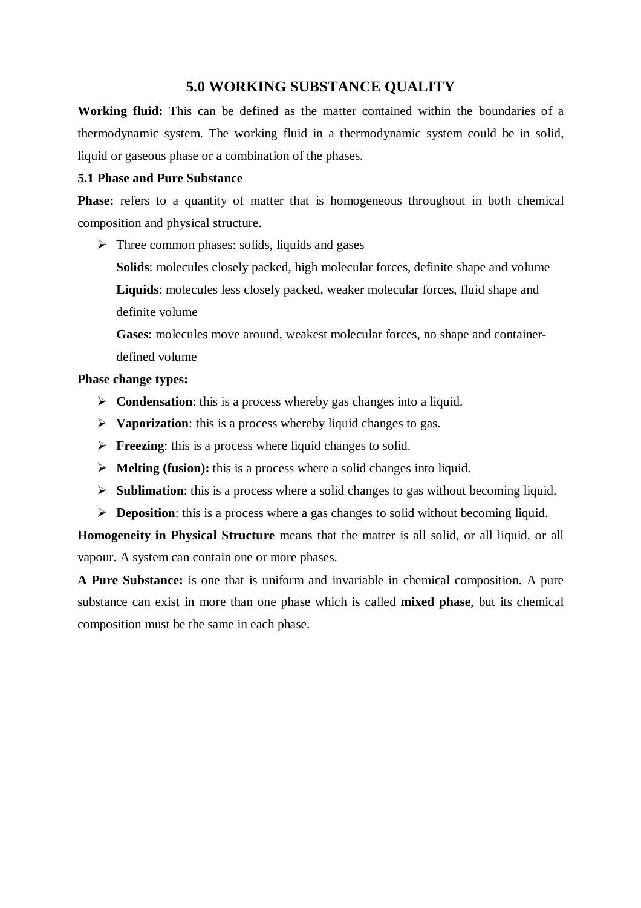# 5.0 WORKING SUBSTANCE QUALITY

**Working fluid:** This can be defined as the matter contained within the boundaries of a thermodynamic system. The working fluid in a thermodynamic system could be in solid, liquid or gaseous phase or a combination of the phases.

## 5.1 Phase and Pure Substance

**Phase:** refers to a quantity of matter that is homogeneous throughout in both chemical composition and physical structure.

- Three common phases: solids, liquids and gases

  **Solids**: molecules closely packed, high molecular forces, definite shape and volume

  **Liquids**: molecules less closely packed, weaker molecular forces, fluid shape and definite volume

  **Gases**: molecules move around, weakest molecular forces, no shape and container-defined volume

**Phase change types:**

- **Condensation**: this is a process whereby gas changes into a liquid.
- **Vaporization**: this is a process whereby liquid changes to gas.
- **Freezing**: this is a process where liquid changes to solid.
- **Melting (fusion):** this is a process where a solid changes into liquid.
- **Sublimation**: this is a process where a solid changes to gas without becoming liquid.
- **Deposition**: this is a process where a gas changes to solid without becoming liquid.

**Homogeneity in Physical Structure** means that the matter is all solid, or all liquid, or all vapour. A system can contain one or more phases.

**A Pure Substance:** is one that is uniform and invariable in chemical composition. A pure substance can exist in more than one phase which is called **mixed phase**, but its chemical composition must be the same in each phase.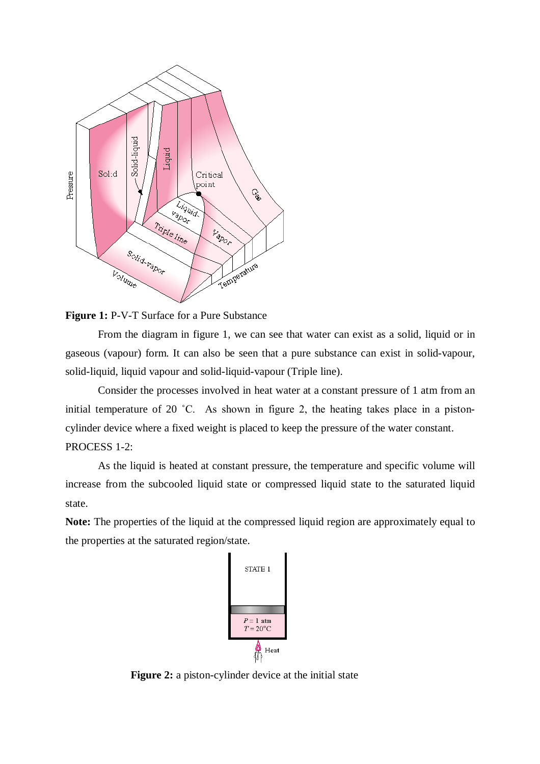**Figure 1:** P-V-T Surface for a Pure Substance

From the diagram in figure 1, we can see that water can exist as a solid, liquid or in gaseous (vapour) form. It can also be seen that a pure substance can exist in solid-vapour, solid-liquid, liquid vapour and solid-liquid-vapour (Triple line).

Consider the processes involved in heat water at a constant pressure of 1 atm from an initial temperature of 20 ˚C. As shown in figure 2, the heating takes place in a piston-cylinder device where a fixed weight is placed to keep the pressure of the water constant.

PROCESS 1-2:

As the liquid is heated at constant pressure, the temperature and specific volume will increase from the subcooled liquid state or compressed liquid state to the saturated liquid state.

**Note:** The properties of the liquid at the compressed liquid region are approximately equal to the properties at the saturated region/state.

**Figure 2:** a piston-cylinder device at the initial state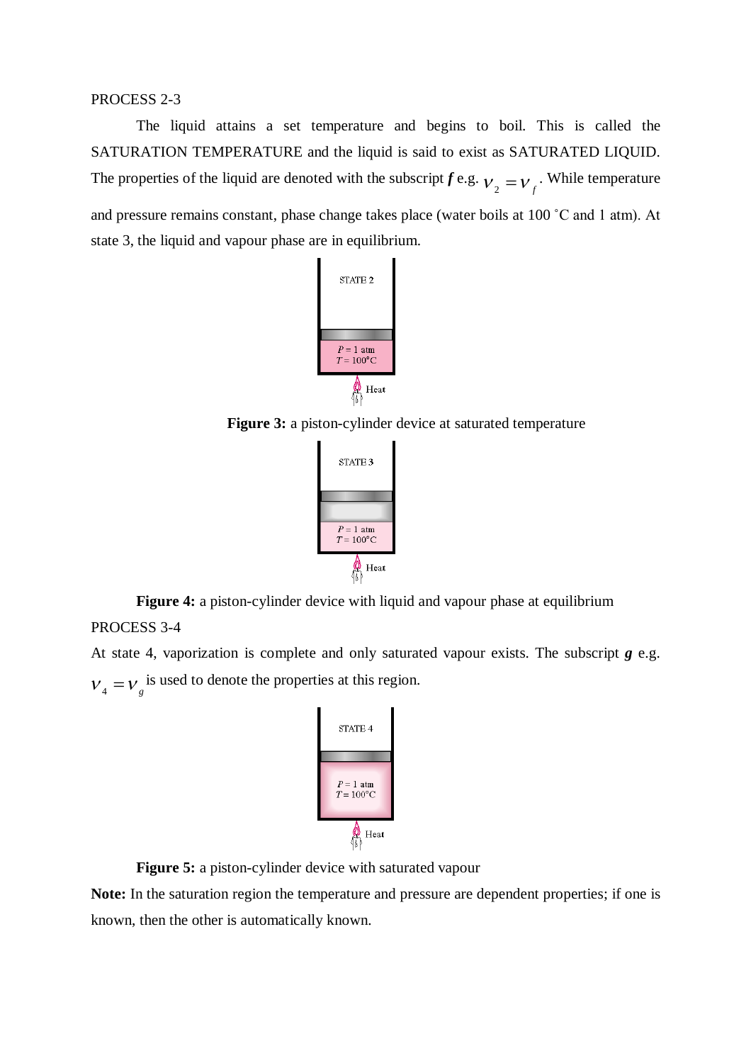PROCESS 2-3

The liquid attains a set temperature and begins to boil. This is called the SATURATION TEMPERATURE and the liquid is said to exist as SATURATED LIQUID. The properties of the liquid are denoted with the subscript ***f*** e.g. $v_2 = v_f$. While temperature and pressure remains constant, phase change takes place (water boils at 100 ˚C and 1 atm). At state 3, the liquid and vapour phase are in equilibrium.

**Figure 3:** a piston-cylinder device at saturated temperature

**Figure 4:** a piston-cylinder device with liquid and vapour phase at equilibrium

PROCESS 3-4

At state 4, vaporization is complete and only saturated vapour exists. The subscript ***g*** e.g. $v_4 = v_g$ is used to denote the properties at this region.

**Figure 5:** a piston-cylinder device with saturated vapour

**Note:** In the saturation region the temperature and pressure are dependent properties; if one is known, then the other is automatically known.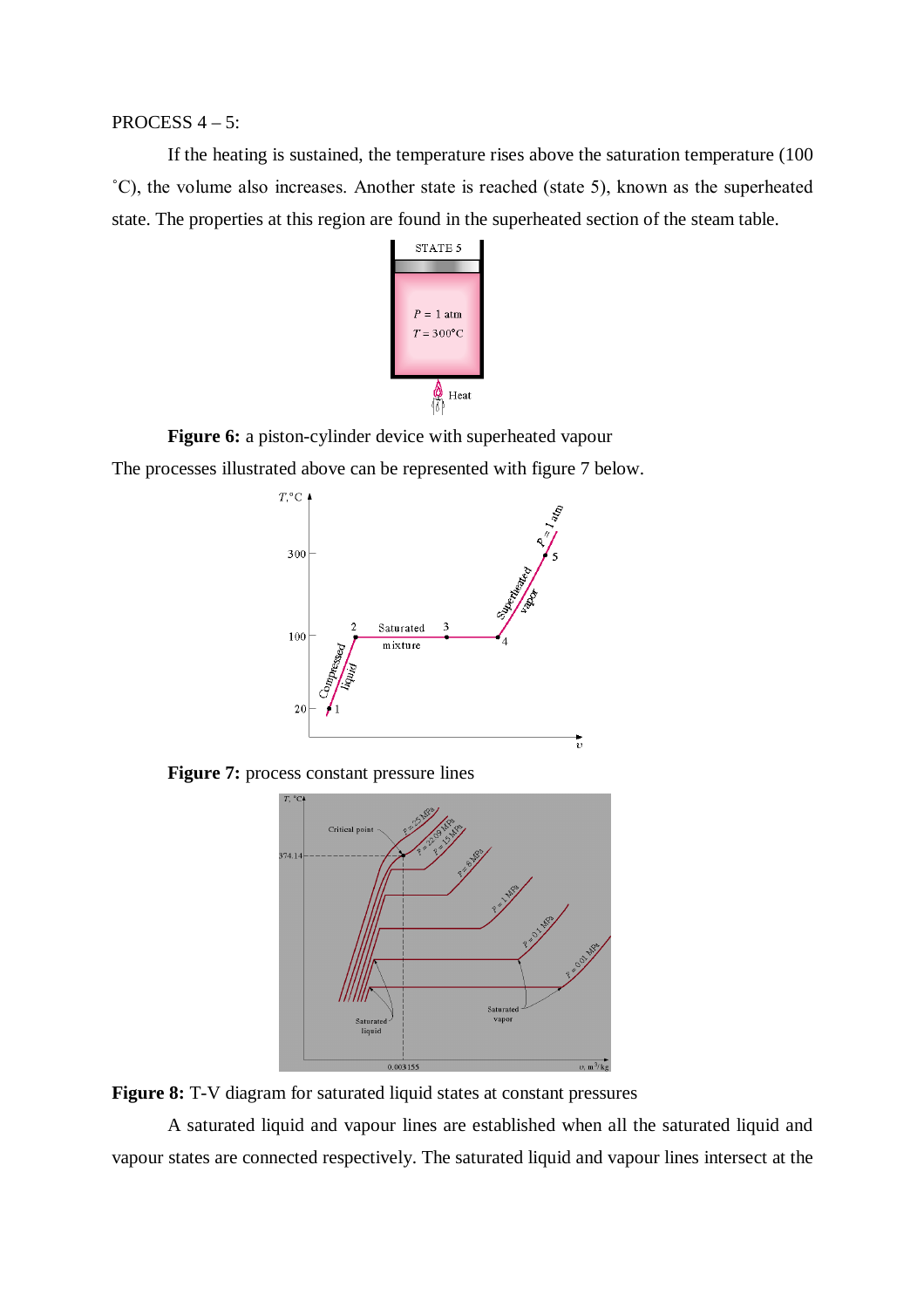PROCESS 4 – 5:

If the heating is sustained, the temperature rises above the saturation temperature (100 ˚C), the volume also increases. Another state is reached (state 5), known as the superheated state. The properties at this region are found in the superheated section of the steam table.

**Figure 6:** a piston-cylinder device with superheated vapour

The processes illustrated above can be represented with figure 7 below.

**Figure 7:** process constant pressure lines

**Figure 8:** T-V diagram for saturated liquid states at constant pressures

A saturated liquid and vapour lines are established when all the saturated liquid and vapour states are connected respectively. The saturated liquid and vapour lines intersect at the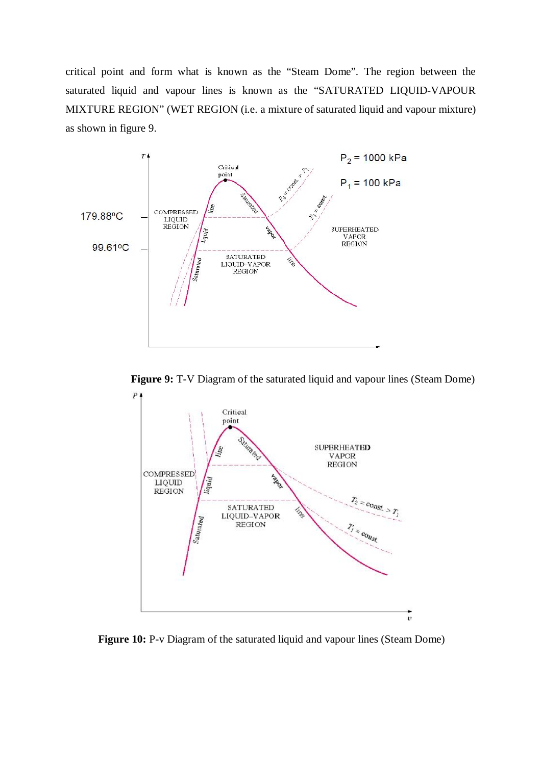critical point and form what is known as the "Steam Dome". The region between the saturated liquid and vapour lines is known as the "SATURATED LIQUID-VAPOUR MIXTURE REGION" (WET REGION (i.e. a mixture of saturated liquid and vapour mixture) as shown in figure 9.

**Figure 9:** T-V Diagram of the saturated liquid and vapour lines (Steam Dome)

**Figure 10:** P-v Diagram of the saturated liquid and vapour lines (Steam Dome)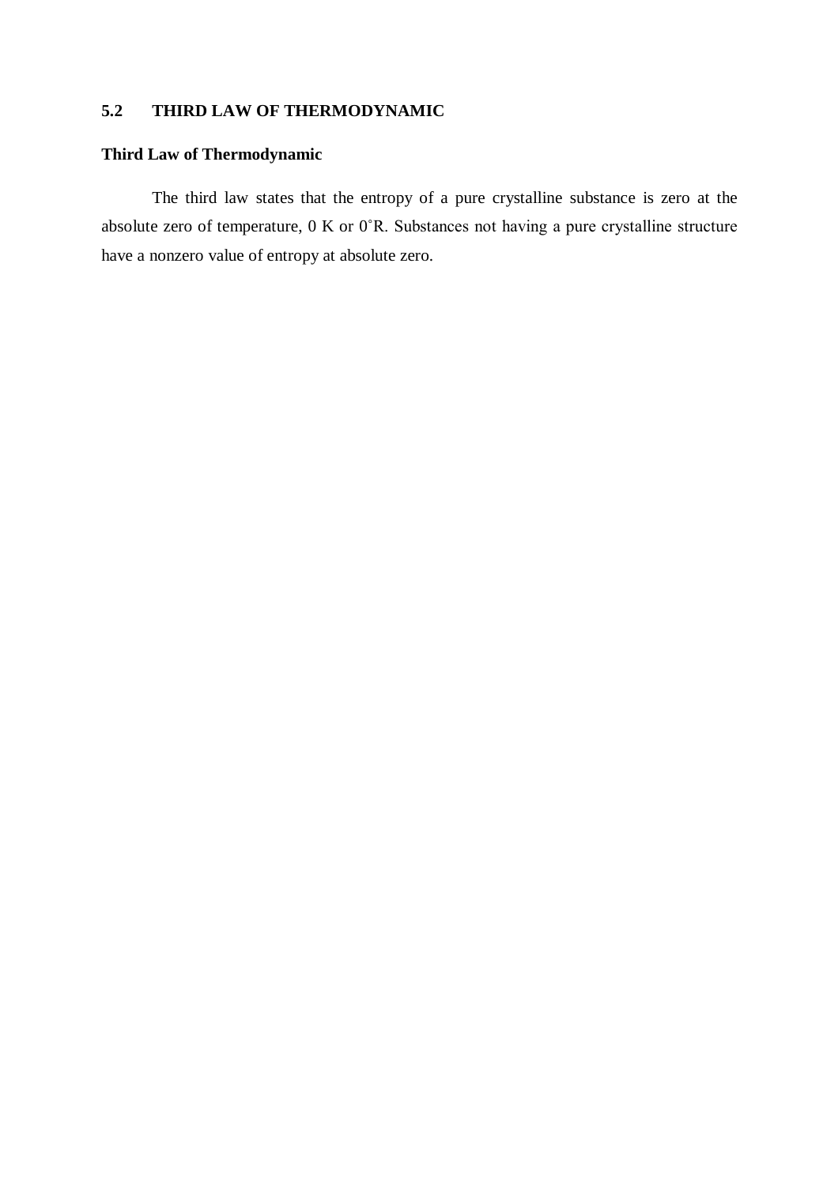## 5.2 THIRD LAW OF THERMODYNAMIC

**Third Law of Thermodynamic**

The third law states that the entropy of a pure crystalline substance is zero at the absolute zero of temperature, 0 K or 0˚R. Substances not having a pure crystalline structure have a nonzero value of entropy at absolute zero.